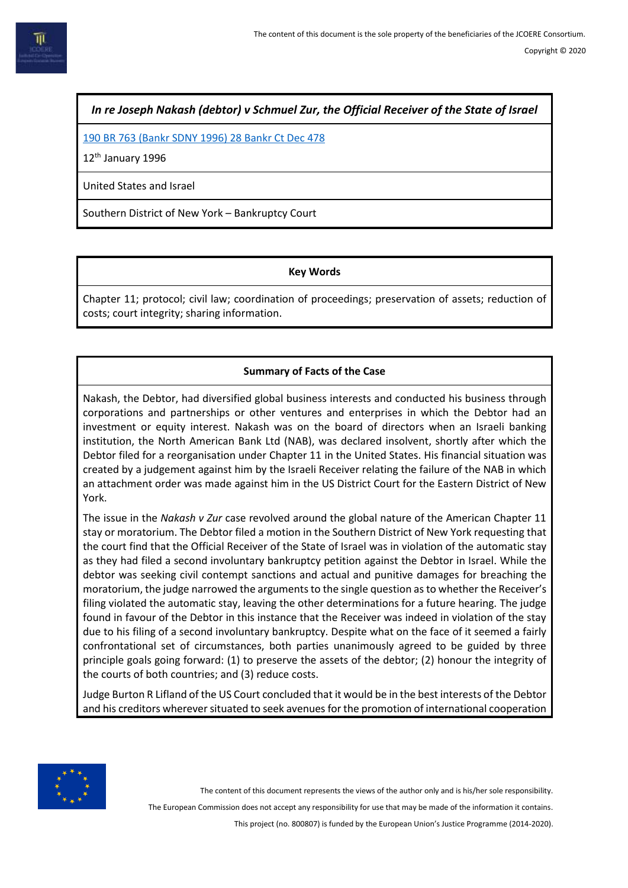***In re Joseph Nakash (debtor) v Schmuel Zur, the Official Receiver of the State of Israel***

[190 BR 763 (Bankr SDNY 1996) 28 Bankr Ct Dec 478](#)

12th January 1996

United States and Israel

Southern District of New York – Bankruptcy Court

**Key Words**

Chapter 11; protocol; civil law; coordination of proceedings; preservation of assets; reduction of costs; court integrity; sharing information.

**Summary of Facts of the Case**

Nakash, the Debtor, had diversified global business interests and conducted his business through corporations and partnerships or other ventures and enterprises in which the Debtor had an investment or equity interest. Nakash was on the board of directors when an Israeli banking institution, the North American Bank Ltd (NAB), was declared insolvent, shortly after which the Debtor filed for a reorganisation under Chapter 11 in the United States. His financial situation was created by a judgement against him by the Israeli Receiver relating the failure of the NAB in which an attachment order was made against him in the US District Court for the Eastern District of New York.

The issue in the *Nakash v Zur* case revolved around the global nature of the American Chapter 11 stay or moratorium. The Debtor filed a motion in the Southern District of New York requesting that the court find that the Official Receiver of the State of Israel was in violation of the automatic stay as they had filed a second involuntary bankruptcy petition against the Debtor in Israel. While the debtor was seeking civil contempt sanctions and actual and punitive damages for breaching the moratorium, the judge narrowed the arguments to the single question as to whether the Receiver's filing violated the automatic stay, leaving the other determinations for a future hearing. The judge found in favour of the Debtor in this instance that the Receiver was indeed in violation of the stay due to his filing of a second involuntary bankruptcy. Despite what on the face of it seemed a fairly confrontational set of circumstances, both parties unanimously agreed to be guided by three principle goals going forward: (1) to preserve the assets of the debtor; (2) honour the integrity of the courts of both countries; and (3) reduce costs.

Judge Burton R Lifland of the US Court concluded that it would be in the best interests of the Debtor and his creditors wherever situated to seek avenues for the promotion of international cooperation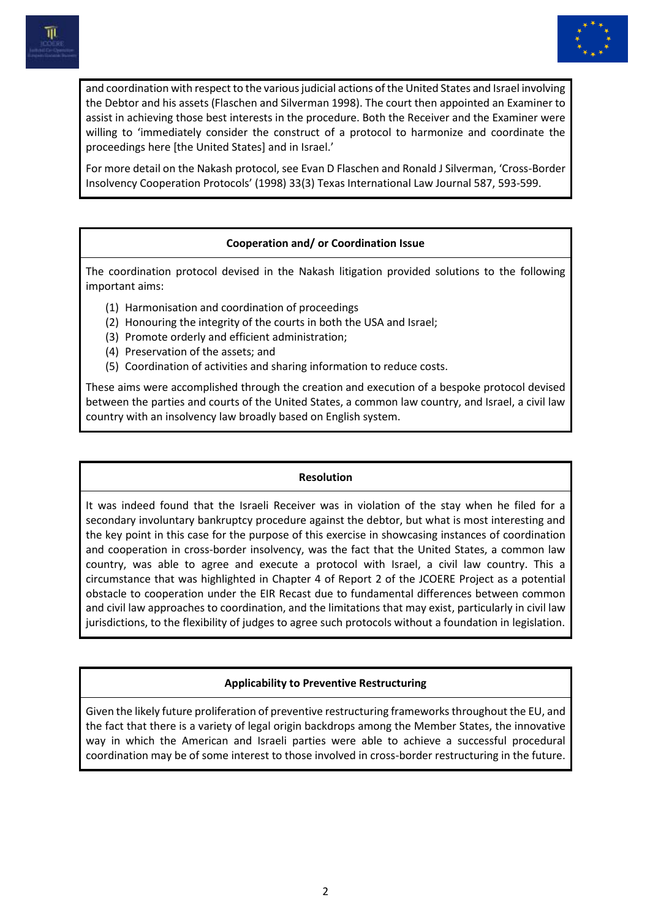and coordination with respect to the various judicial actions of the United States and Israel involving the Debtor and his assets (Flaschen and Silverman 1998). The court then appointed an Examiner to assist in achieving those best interests in the procedure. Both the Receiver and the Examiner were willing to 'immediately consider the construct of a protocol to harmonize and coordinate the proceedings here [the United States] and in Israel.'

For more detail on the Nakash protocol, see Evan D Flaschen and Ronald J Silverman, 'Cross-Border Insolvency Cooperation Protocols' (1998) 33(3) Texas International Law Journal 587, 593-599.

**Cooperation and/ or Coordination Issue**

The coordination protocol devised in the Nakash litigation provided solutions to the following important aims:

(1) Harmonisation and coordination of proceedings
(2) Honouring the integrity of the courts in both the USA and Israel;
(3) Promote orderly and efficient administration;
(4) Preservation of the assets; and
(5) Coordination of activities and sharing information to reduce costs.

These aims were accomplished through the creation and execution of a bespoke protocol devised between the parties and courts of the United States, a common law country, and Israel, a civil law country with an insolvency law broadly based on English system.

**Resolution**

It was indeed found that the Israeli Receiver was in violation of the stay when he filed for a secondary involuntary bankruptcy procedure against the debtor, but what is most interesting and the key point in this case for the purpose of this exercise in showcasing instances of coordination and cooperation in cross-border insolvency, was the fact that the United States, a common law country, was able to agree and execute a protocol with Israel, a civil law country. This a circumstance that was highlighted in Chapter 4 of Report 2 of the JCOERE Project as a potential obstacle to cooperation under the EIR Recast due to fundamental differences between common and civil law approaches to coordination, and the limitations that may exist, particularly in civil law jurisdictions, to the flexibility of judges to agree such protocols without a foundation in legislation.

**Applicability to Preventive Restructuring**

Given the likely future proliferation of preventive restructuring frameworks throughout the EU, and the fact that there is a variety of legal origin backdrops among the Member States, the innovative way in which the American and Israeli parties were able to achieve a successful procedural coordination may be of some interest to those involved in cross-border restructuring in the future.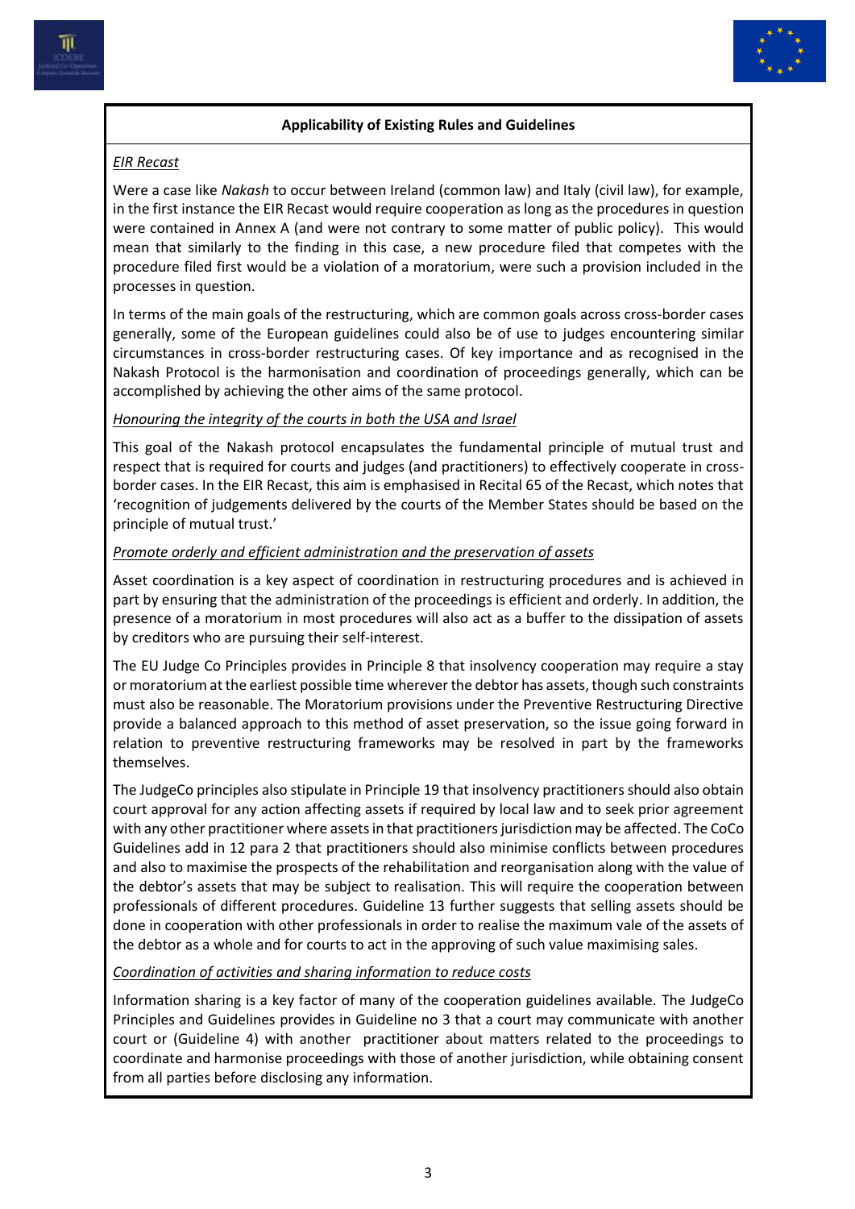## Applicability of Existing Rules and Guidelines

*EIR Recast*

Were a case like *Nakash* to occur between Ireland (common law) and Italy (civil law), for example, in the first instance the EIR Recast would require cooperation as long as the procedures in question were contained in Annex A (and were not contrary to some matter of public policy). This would mean that similarly to the finding in this case, a new procedure filed that competes with the procedure filed first would be a violation of a moratorium, were such a provision included in the processes in question.

In terms of the main goals of the restructuring, which are common goals across cross-border cases generally, some of the European guidelines could also be of use to judges encountering similar circumstances in cross-border restructuring cases. Of key importance and as recognised in the Nakash Protocol is the harmonisation and coordination of proceedings generally, which can be accomplished by achieving the other aims of the same protocol.

*Honouring the integrity of the courts in both the USA and Israel*

This goal of the Nakash protocol encapsulates the fundamental principle of mutual trust and respect that is required for courts and judges (and practitioners) to effectively cooperate in cross-border cases. In the EIR Recast, this aim is emphasised in Recital 65 of the Recast, which notes that 'recognition of judgements delivered by the courts of the Member States should be based on the principle of mutual trust.'

*Promote orderly and efficient administration and the preservation of assets*

Asset coordination is a key aspect of coordination in restructuring procedures and is achieved in part by ensuring that the administration of the proceedings is efficient and orderly. In addition, the presence of a moratorium in most procedures will also act as a buffer to the dissipation of assets by creditors who are pursuing their self-interest.

The EU Judge Co Principles provides in Principle 8 that insolvency cooperation may require a stay or moratorium at the earliest possible time wherever the debtor has assets, though such constraints must also be reasonable. The Moratorium provisions under the Preventive Restructuring Directive provide a balanced approach to this method of asset preservation, so the issue going forward in relation to preventive restructuring frameworks may be resolved in part by the frameworks themselves.

The JudgeCo principles also stipulate in Principle 19 that insolvency practitioners should also obtain court approval for any action affecting assets if required by local law and to seek prior agreement with any other practitioner where assets in that practitioners jurisdiction may be affected. The CoCo Guidelines add in 12 para 2 that practitioners should also minimise conflicts between procedures and also to maximise the prospects of the rehabilitation and reorganisation along with the value of the debtor's assets that may be subject to realisation. This will require the cooperation between professionals of different procedures. Guideline 13 further suggests that selling assets should be done in cooperation with other professionals in order to realise the maximum vale of the assets of the debtor as a whole and for courts to act in the approving of such value maximising sales.

*Coordination of activities and sharing information to reduce costs*

Information sharing is a key factor of many of the cooperation guidelines available. The JudgeCo Principles and Guidelines provides in Guideline no 3 that a court may communicate with another court or (Guideline 4) with another practitioner about matters related to the proceedings to coordinate and harmonise proceedings with those of another jurisdiction, while obtaining consent from all parties before disclosing any information.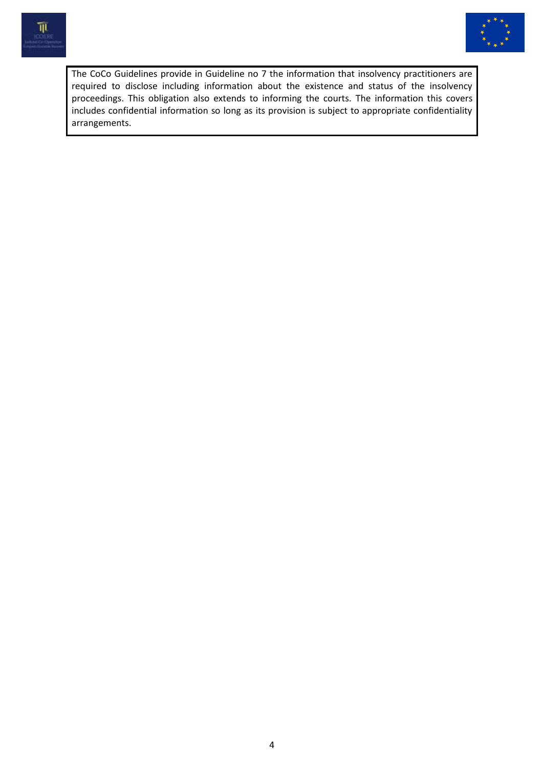The CoCo Guidelines provide in Guideline no 7 the information that insolvency practitioners are required to disclose including information about the existence and status of the insolvency proceedings. This obligation also extends to informing the courts. The information this covers includes confidential information so long as its provision is subject to appropriate confidentiality arrangements.